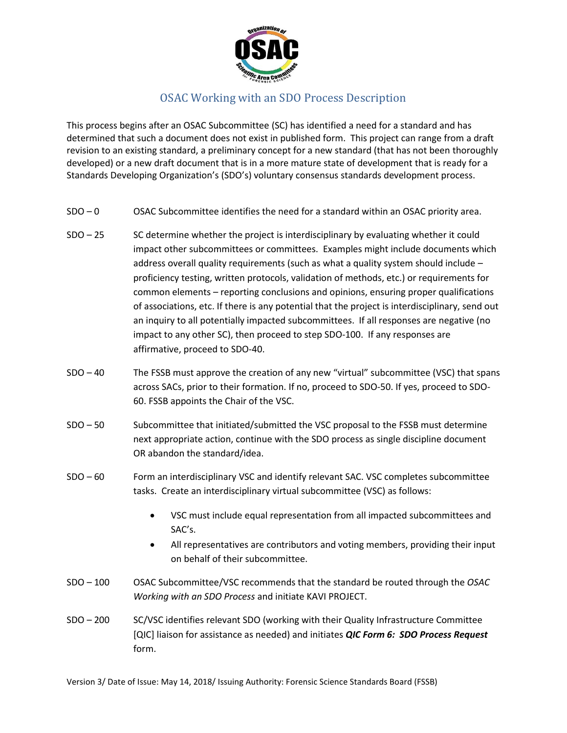# OSAC Working with an SDO Process Description

This process begins after an OSAC Subcommittee (SC) has identified a need for a standard and has determined that such a document does not exist in published form. This project can range from a draft revision to an existing standard, a preliminary concept for a new standard (that has not been thoroughly developed) or a new draft document that is in a more mature state of development that is ready for a Standards Developing Organization's (SDO's) voluntary consensus standards development process.

SDO – 0 OSAC Subcommittee identifies the need for a standard within an OSAC priority area.

SDO – 25 SC determine whether the project is interdisciplinary by evaluating whether it could impact other subcommittees or committees. Examples might include documents which address overall quality requirements (such as what a quality system should include – proficiency testing, written protocols, validation of methods, etc.) or requirements for common elements – reporting conclusions and opinions, ensuring proper qualifications of associations, etc. If there is any potential that the project is interdisciplinary, send out an inquiry to all potentially impacted subcommittees. If all responses are negative (no impact to any other SC), then proceed to step SDO-100. If any responses are affirmative, proceed to SDO-40.

SDO – 40 The FSSB must approve the creation of any new "virtual" subcommittee (VSC) that spans across SACs, prior to their formation. If no, proceed to SDO-50. If yes, proceed to SDO-60. FSSB appoints the Chair of the VSC.

SDO – 50 Subcommittee that initiated/submitted the VSC proposal to the FSSB must determine next appropriate action, continue with the SDO process as single discipline document OR abandon the standard/idea.

SDO – 60 Form an interdisciplinary VSC and identify relevant SAC. VSC completes subcommittee tasks. Create an interdisciplinary virtual subcommittee (VSC) as follows:

- VSC must include equal representation from all impacted subcommittees and SAC's.
- All representatives are contributors and voting members, providing their input on behalf of their subcommittee.

SDO – 100 OSAC Subcommittee/VSC recommends that the standard be routed through the *OSAC Working with an SDO Process* and initiate KAVI PROJECT.

SDO – 200 SC/VSC identifies relevant SDO (working with their Quality Infrastructure Committee [QIC] liaison for assistance as needed) and initiates ***QIC Form 6: SDO Process Request*** form.

Version 3/ Date of Issue: May 14, 2018/ Issuing Authority: Forensic Science Standards Board (FSSB)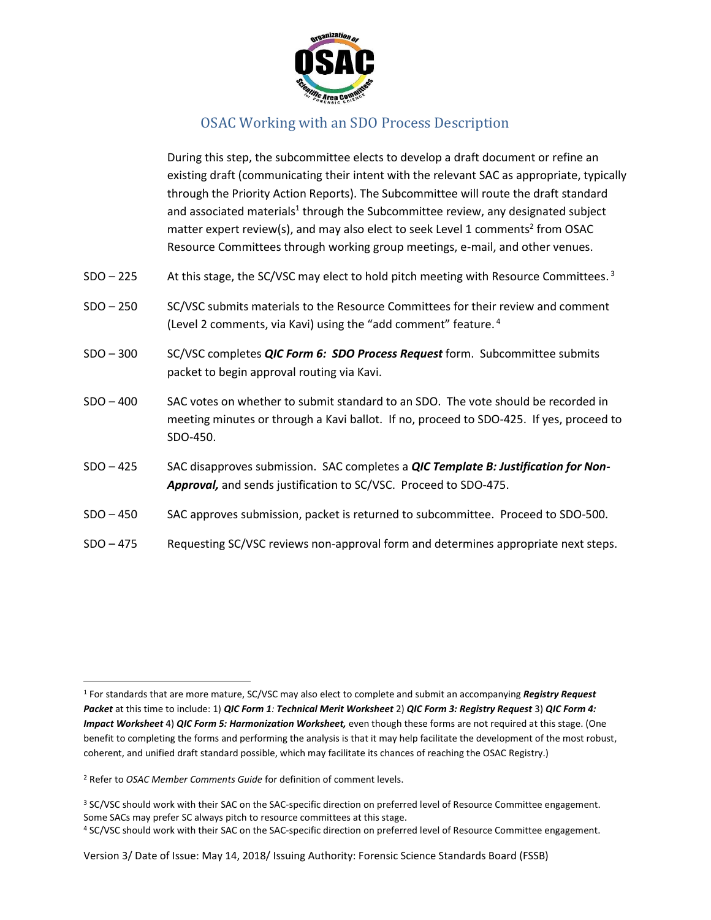During this step, the subcommittee elects to develop a draft document or refine an existing draft (communicating their intent with the relevant SAC as appropriate, typically through the Priority Action Reports). The Subcommittee will route the draft standard and associated materials[1] through the Subcommittee review, any designated subject matter expert review(s), and may also elect to seek Level 1 comments[2] from OSAC Resource Committees through working group meetings, e-mail, and other venues.

| | |
|---|---|
| SDO – 225 | At this stage, the SC/VSC may elect to hold pitch meeting with Resource Committees.[3] |
| SDO – 250 | SC/VSC submits materials to the Resource Committees for their review and comment (Level 2 comments, via Kavi) using the "add comment" feature.[4] |
| SDO – 300 | SC/VSC completes ***QIC Form 6: SDO Process Request*** form. Subcommittee submits packet to begin approval routing via Kavi. |
| SDO – 400 | SAC votes on whether to submit standard to an SDO. The vote should be recorded in meeting minutes or through a Kavi ballot. If no, proceed to SDO-425. If yes, proceed to SDO-450. |
| SDO – 425 | SAC disapproves submission. SAC completes a ***QIC Template B: Justification for Non-Approval,*** and sends justification to SC/VSC. Proceed to SDO-475. |
| SDO – 450 | SAC approves submission, packet is returned to subcommittee. Proceed to SDO-500. |
| SDO – 475 | Requesting SC/VSC reviews non-approval form and determines appropriate next steps. |

[1] For standards that are more mature, SC/VSC may also elect to complete and submit an accompanying ***Registry Request Packet*** at this time to include: 1) ***QIC Form 1: Technical Merit Worksheet*** 2) ***QIC Form 3: Registry Request*** 3) ***QIC Form 4: Impact Worksheet*** 4) ***QIC Form 5: Harmonization Worksheet,*** even though these forms are not required at this stage. (One benefit to completing the forms and performing the analysis is that it may help facilitate the development of the most robust, coherent, and unified draft standard possible, which may facilitate its chances of reaching the OSAC Registry.)

[2] Refer to *OSAC Member Comments Guide* for definition of comment levels.

[3] SC/VSC should work with their SAC on the SAC-specific direction on preferred level of Resource Committee engagement. Some SACs may prefer SC always pitch to resource committees at this stage.

[4] SC/VSC should work with their SAC on the SAC-specific direction on preferred level of Resource Committee engagement.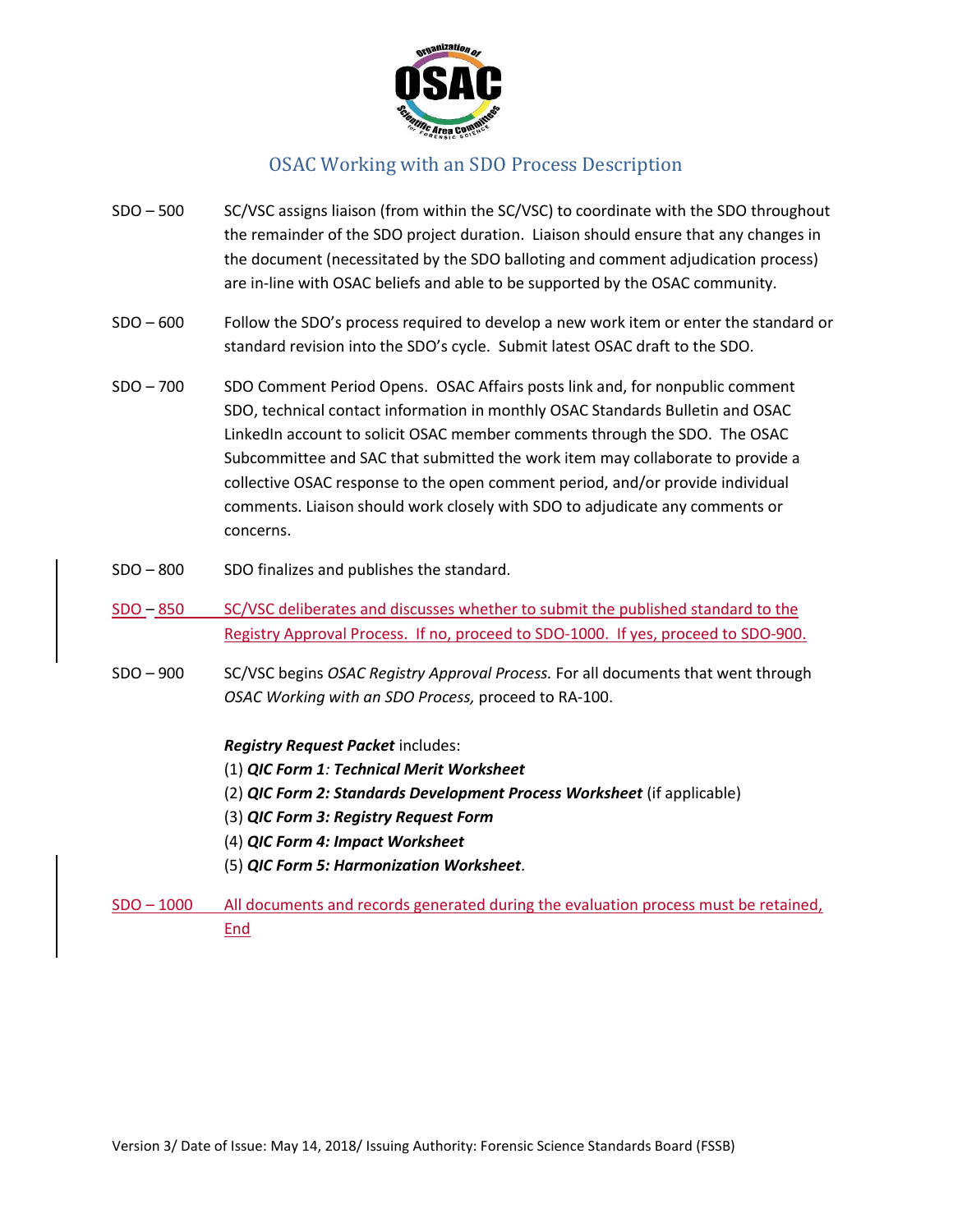# OSAC Working with an SDO Process Description

SDO – 500 SC/VSC assigns liaison (from within the SC/VSC) to coordinate with the SDO throughout the remainder of the SDO project duration. Liaison should ensure that any changes in the document (necessitated by the SDO balloting and comment adjudication process) are in-line with OSAC beliefs and able to be supported by the OSAC community.

SDO – 600 Follow the SDO's process required to develop a new work item or enter the standard or standard revision into the SDO's cycle. Submit latest OSAC draft to the SDO.

SDO – 700 SDO Comment Period Opens. OSAC Affairs posts link and, for nonpublic comment SDO, technical contact information in monthly OSAC Standards Bulletin and OSAC LinkedIn account to solicit OSAC member comments through the SDO. The OSAC Subcommittee and SAC that submitted the work item may collaborate to provide a collective OSAC response to the open comment period, and/or provide individual comments. Liaison should work closely with SDO to adjudicate any comments or concerns.

SDO – 800 SDO finalizes and publishes the standard.

SDO – 850 SC/VSC deliberates and discusses whether to submit the published standard to the Registry Approval Process. If no, proceed to SDO-1000. If yes, proceed to SDO-900.

SDO – 900 SC/VSC begins *OSAC Registry Approval Process.* For all documents that went through *OSAC Working with an SDO Process,* proceed to RA-100.

***Registry Request Packet*** includes:
(1) ***QIC Form 1**: **Technical Merit Worksheet***
(2) ***QIC Form 2: Standards Development Process Worksheet*** (if applicable)
(3) ***QIC Form 3: Registry Request Form***
(4) ***QIC Form 4: Impact Worksheet***
(5) ***QIC Form 5: Harmonization Worksheet***.

SDO – 1000 All documents and records generated during the evaluation process must be retained, End

Version 3/ Date of Issue: May 14, 2018/ Issuing Authority: Forensic Science Standards Board (FSSB)